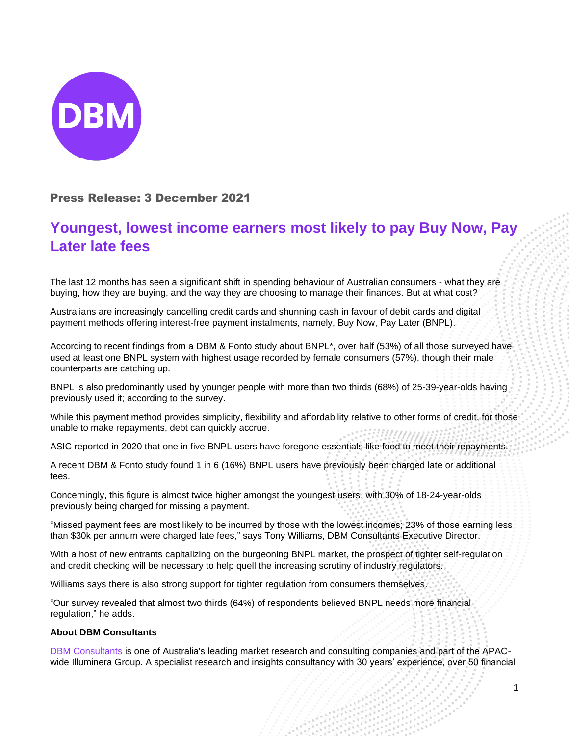DBM

**Press Release: 3 December 2021**

# Youngest, lowest income earners most likely to pay Buy Now, Pay Later late fees

The last 12 months has seen a significant shift in spending behaviour of Australian consumers - what they are buying, how they are buying, and the way they are choosing to manage their finances. But at what cost?

Australians are increasingly cancelling credit cards and shunning cash in favour of debit cards and digital payment methods offering interest-free payment instalments, namely, Buy Now, Pay Later (BNPL).

According to recent findings from a DBM & Fonto study about BNPL*, over half (53%) of all those surveyed have used at least one BNPL system with highest usage recorded by female consumers (57%), though their male counterparts are catching up.

BNPL is also predominantly used by younger people with more than two thirds (68%) of 25-39-year-olds having previously used it; according to the survey.

While this payment method provides simplicity, flexibility and affordability relative to other forms of credit, for those unable to make repayments, debt can quickly accrue.

ASIC reported in 2020 that one in five BNPL users have foregone essentials like food to meet their repayments.

A recent DBM & Fonto study found 1 in 6 (16%) BNPL users have previously been charged late or additional fees.

Concerningly, this figure is almost twice higher amongst the youngest users, with 30% of 18-24-year-olds previously being charged for missing a payment.

"Missed payment fees are most likely to be incurred by those with the lowest incomes; 23% of those earning less than $30k per annum were charged late fees," says Tony Williams, DBM Consultants Executive Director.

With a host of new entrants capitalizing on the burgeoning BNPL market, the prospect of tighter self-regulation and credit checking will be necessary to help quell the increasing scrutiny of industry regulators.

Williams says there is also strong support for tighter regulation from consumers themselves.

"Our survey revealed that almost two thirds (64%) of respondents believed BNPL needs more financial regulation," he adds.

**About DBM Consultants**

[DBM Consultants] is one of Australia's leading market research and consulting companies and part of the APAC-wide Illuminera Group. A specialist research and insights consultancy with 30 years' experience, over 50 financial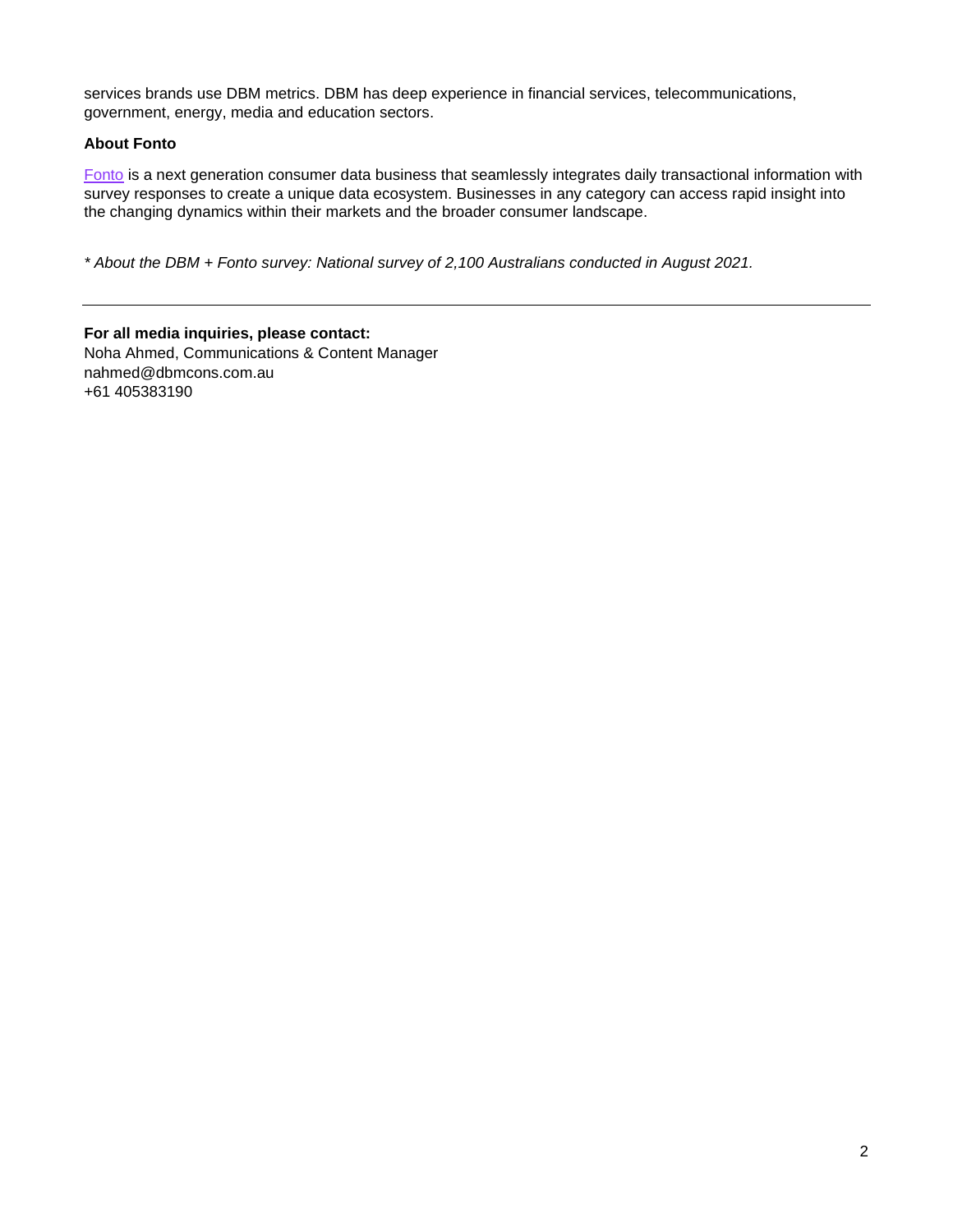services brands use DBM metrics. DBM has deep experience in financial services, telecommunications, government, energy, media and education sectors.

**About Fonto**

Fonto is a next generation consumer data business that seamlessly integrates daily transactional information with survey responses to create a unique data ecosystem. Businesses in any category can access rapid insight into the changing dynamics within their markets and the broader consumer landscape.

*\* About the DBM + Fonto survey: National survey of 2,100 Australians conducted in August 2021.*

---

**For all media inquiries, please contact:**
Noha Ahmed, Communications & Content Manager
nahmed@dbmcons.com.au
+61 405383190